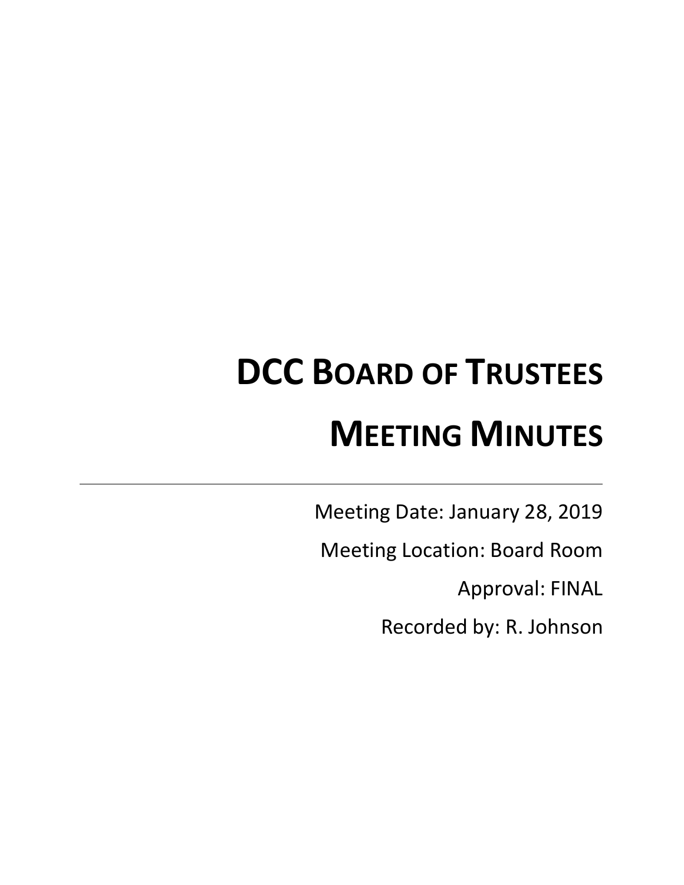# DCC Board of Trustees

# Meeting Minutes

---

Meeting Date: January 28, 2019

Meeting Location: Board Room

Approval: FINAL

Recorded by: R. Johnson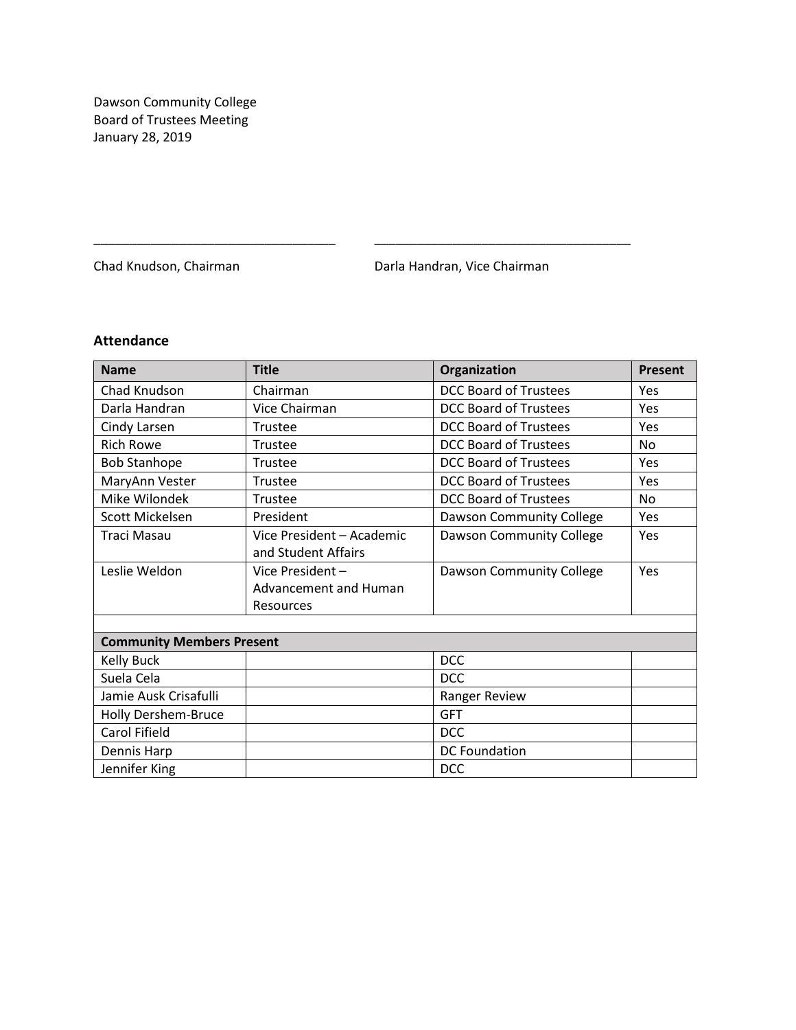Dawson Community College
Board of Trustees Meeting
January 28, 2019

\_\_\_\_\_\_\_\_\_\_\_\_\_\_\_\_\_\_\_\_\_\_\_\_\_\_\_\_\_\_\_\_\_\_ \_\_\_\_\_\_\_\_\_\_\_\_\_\_\_\_\_\_\_\_\_\_\_\_\_\_\_\_\_\_\_\_\_\_\_\_

Chad Knudson, Chairman Darla Handran, Vice Chairman

### Attendance

| Name | Title | Organization | Present |
|---|---|---|---|
| Chad Knudson | Chairman | DCC Board of Trustees | Yes |
| Darla Handran | Vice Chairman | DCC Board of Trustees | Yes |
| Cindy Larsen | Trustee | DCC Board of Trustees | Yes |
| Rich Rowe | Trustee | DCC Board of Trustees | No |
| Bob Stanhope | Trustee | DCC Board of Trustees | Yes |
| MaryAnn Vester | Trustee | DCC Board of Trustees | Yes |
| Mike Wilondek | Trustee | DCC Board of Trustees | No |
| Scott Mickelsen | President | Dawson Community College | Yes |
| Traci Masau | Vice President – Academic and Student Affairs | Dawson Community College | Yes |
| Leslie Weldon | Vice President – Advancement and Human Resources | Dawson Community College | Yes |
| | | | |
| **Community Members Present** | | | |
| Kelly Buck | | DCC | |
| Suela Cela | | DCC | |
| Jamie Ausk Crisafulli | | Ranger Review | |
| Holly Dershem-Bruce | | GFT | |
| Carol Fifield | | DCC | |
| Dennis Harp | | DC Foundation | |
| Jennifer King | | DCC | |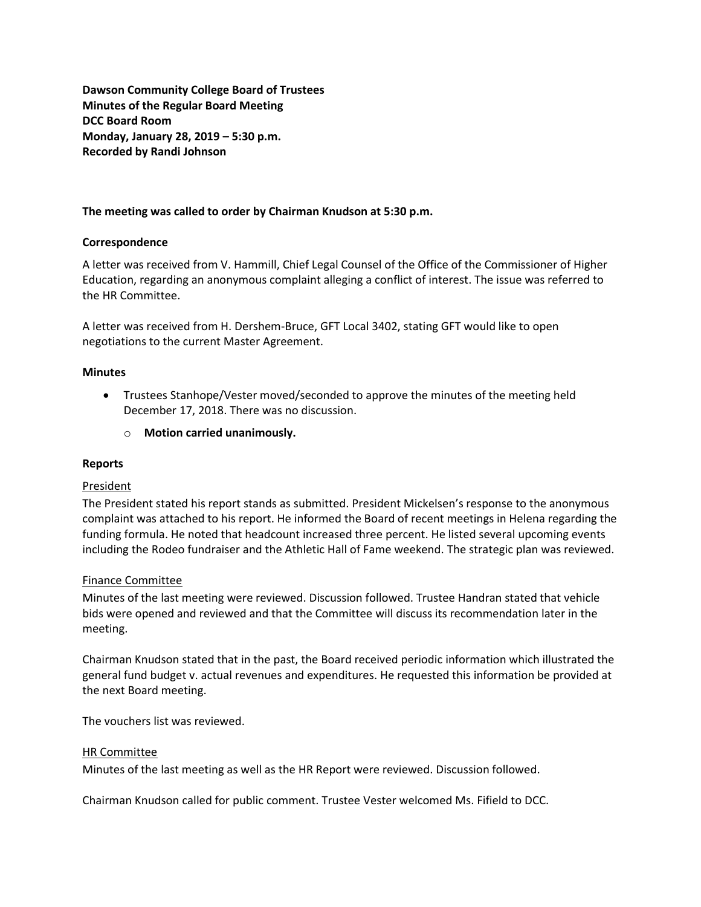**Dawson Community College Board of Trustees**
**Minutes of the Regular Board Meeting**
**DCC Board Room**
**Monday, January 28, 2019 – 5:30 p.m.**
**Recorded by Randi Johnson**

**The meeting was called to order by Chairman Knudson at 5:30 p.m.**

**Correspondence**

A letter was received from V. Hammill, Chief Legal Counsel of the Office of the Commissioner of Higher Education, regarding an anonymous complaint alleging a conflict of interest. The issue was referred to the HR Committee.

A letter was received from H. Dershem-Bruce, GFT Local 3402, stating GFT would like to open negotiations to the current Master Agreement.

**Minutes**

- Trustees Stanhope/Vester moved/seconded to approve the minutes of the meeting held December 17, 2018. There was no discussion.
    - **Motion carried unanimously.**

**Reports**

President

The President stated his report stands as submitted. President Mickelsen's response to the anonymous complaint was attached to his report. He informed the Board of recent meetings in Helena regarding the funding formula. He noted that headcount increased three percent. He listed several upcoming events including the Rodeo fundraiser and the Athletic Hall of Fame weekend. The strategic plan was reviewed.

Finance Committee

Minutes of the last meeting were reviewed. Discussion followed. Trustee Handran stated that vehicle bids were opened and reviewed and that the Committee will discuss its recommendation later in the meeting.

Chairman Knudson stated that in the past, the Board received periodic information which illustrated the general fund budget v. actual revenues and expenditures. He requested this information be provided at the next Board meeting.

The vouchers list was reviewed.

HR Committee

Minutes of the last meeting as well as the HR Report were reviewed. Discussion followed.

Chairman Knudson called for public comment. Trustee Vester welcomed Ms. Fifield to DCC.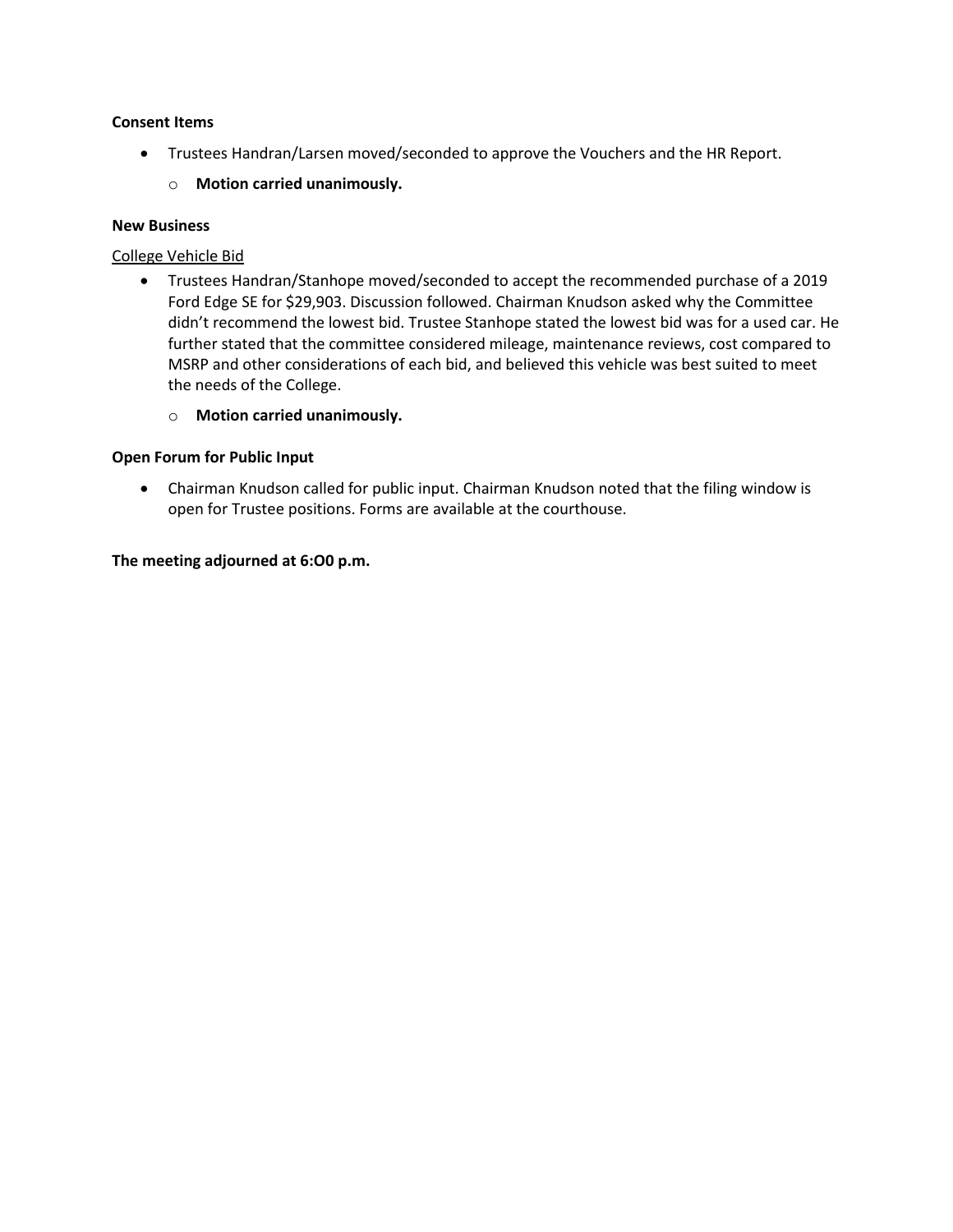**Consent Items**

- Trustees Handran/Larsen moved/seconded to approve the Vouchers and the HR Report.
    - **Motion carried unanimously.**

**New Business**

College Vehicle Bid

- Trustees Handran/Stanhope moved/seconded to accept the recommended purchase of a 2019 Ford Edge SE for $29,903. Discussion followed. Chairman Knudson asked why the Committee didn't recommend the lowest bid. Trustee Stanhope stated the lowest bid was for a used car. He further stated that the committee considered mileage, maintenance reviews, cost compared to MSRP and other considerations of each bid, and believed this vehicle was best suited to meet the needs of the College.
    - **Motion carried unanimously.**

**Open Forum for Public Input**

- Chairman Knudson called for public input. Chairman Knudson noted that the filing window is open for Trustee positions. Forms are available at the courthouse.

**The meeting adjourned at 6:O0 p.m.**